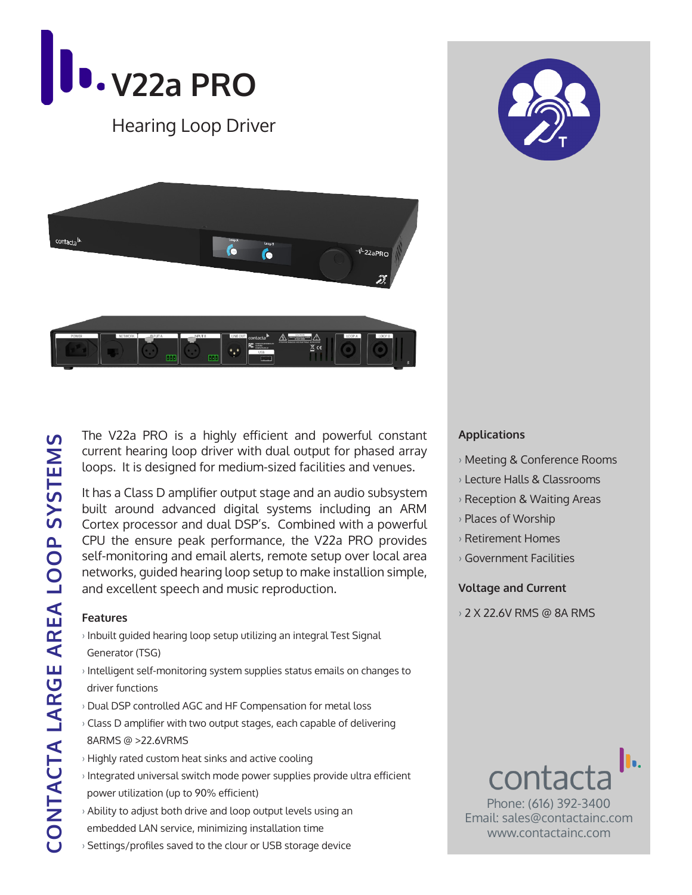# V22a PRO

## Hearing Loop Driver

CONTACTA LARGE AREA LOOP SYSTEMS

The V22a PRO is a highly efficient and powerful constant current hearing loop driver with dual output for phased array loops. It is designed for medium-sized facilities and venues.

It has a Class D amplifier output stage and an audio subsystem built around advanced digital systems including an ARM Cortex processor and dual DSP's. Combined with a powerful CPU the ensure peak performance, the V22a PRO provides self-monitoring and email alerts, remote setup over local area networks, guided hearing loop setup to make installation simple, and excellent speech and music reproduction.

### Features

- Inbuilt guided hearing loop setup utilizing an integral Test Signal Generator (TSG)
- Intelligent self-monitoring system supplies status emails on changes to driver functions
- Dual DSP controlled AGC and HF Compensation for metal loss
- Class D amplifier with two output stages, each capable of delivering 8ARMS @ >22.6VRMS
- Highly rated custom heat sinks and active cooling
- Integrated universal switch mode power supplies provide ultra efficient power utilization (up to 90% efficient)
- Ability to adjust both drive and loop output levels using an embedded LAN service, minimizing installation time
- Settings/profiles saved to the clour or USB storage device

### Applications

- Meeting & Conference Rooms
- Lecture Halls & Classrooms
- Reception & Waiting Areas
- Places of Worship
- Retirement Homes
- Government Facilities

### Voltage and Current

- 2 X 22.6V RMS @ 8A RMS

contacta

Phone: (616) 392-3400
Email: sales@contactainc.com
www.contactainc.com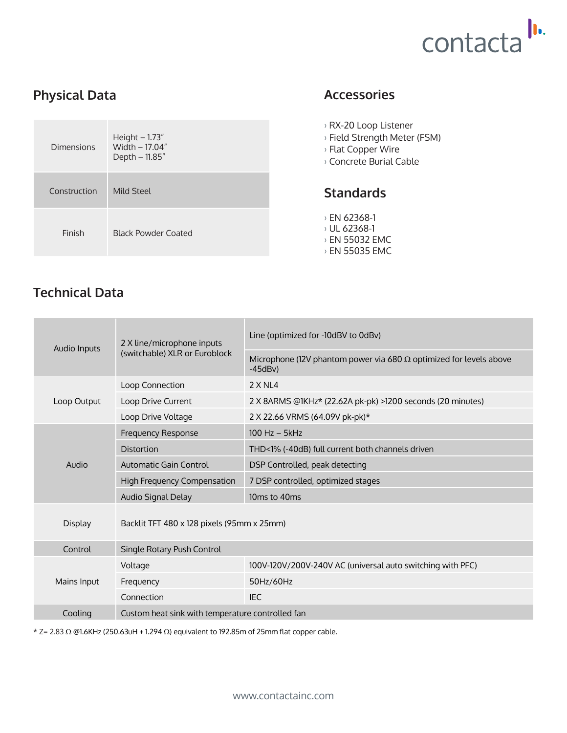## Physical Data

| | |
|---|---|
| Dimensions | Height – 1.73″<br>Width – 17.04″<br>Depth – 11.85″ |
| Construction | Mild Steel |
| Finish | Black Powder Coated |

## Accessories

› RX-20 Loop Listener
› Field Strength Meter (FSM)
› Flat Copper Wire
› Concrete Burial Cable

## Standards

› EN 62368-1
› UL 62368-1
› EN 55032 EMC
› EN 55035 EMC

## Technical Data

| | | |
|---|---|---|
| Audio Inputs | 2 X line/microphone inputs (switchable) XLR or Euroblock | Line (optimized for -10dBV to 0dBv) |
| | | Microphone (12V phantom power via 680 Ω optimized for levels above -45dBv) |
| Loop Output | Loop Connection | 2 X NL4 |
| | Loop Drive Current | 2 X 8ARMS @1KHz* (22.62A pk-pk) >1200 seconds (20 minutes) |
| | Loop Drive Voltage | 2 X 22.66 VRMS (64.09V pk-pk)* |
| Audio | Frequency Response | 100 Hz – 5kHz |
| | Distortion | THD<1% (-40dB) full current both channels driven |
| | Automatic Gain Control | DSP Controlled, peak detecting |
| | High Frequency Compensation | 7 DSP controlled, optimized stages |
| | Audio Signal Delay | 10ms to 40ms |
| Display | Backlit TFT 480 x 128 pixels (95mm x 25mm) | |
| Control | Single Rotary Push Control | |
| Mains Input | Voltage | 100V-120V/200V-240V AC (universal auto switching with PFC) |
| | Frequency | 50Hz/60Hz |
| | Connection | IEC |
| Cooling | Custom heat sink with temperature controlled fan | |

* Z= 2.83 Ω @1.6KHz (250.63uH + 1.294 Ω) equivalent to 192.85m of 25mm flat copper cable.